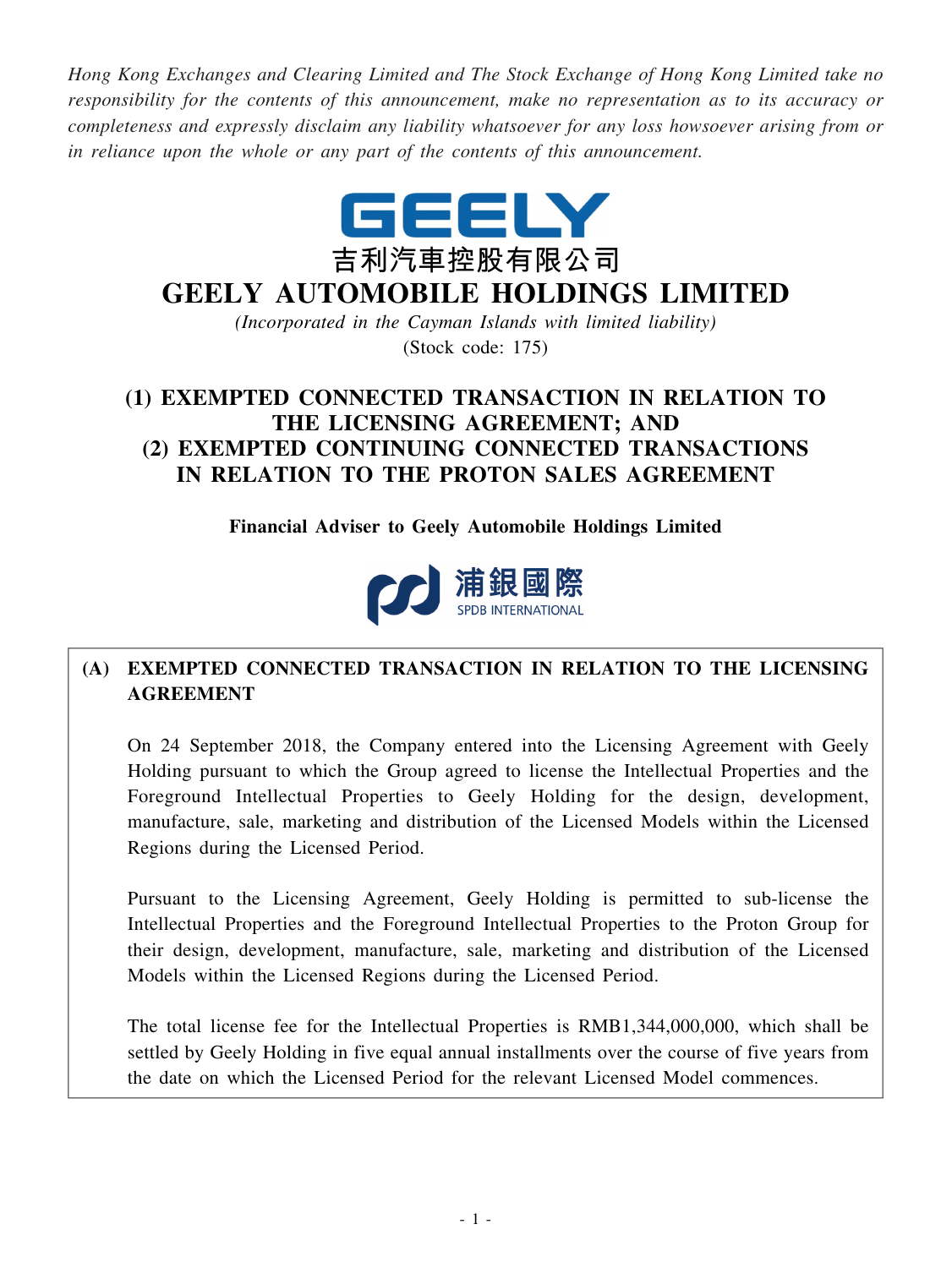*Hong Kong Exchanges and Clearing Limited and The Stock Exchange of Hong Kong Limited take no responsibility for the contents of this announcement, make no representation as to its accuracy or completeness and expressly disclaim any liability whatsoever for any loss howsoever arising from or in reliance upon the whole or any part of the contents of this announcement.*

GEELY

吉利汽車控股有限公司

# GEELY AUTOMOBILE HOLDINGS LIMITED

*(Incorporated in the Cayman Islands with limited liability)*

(Stock code: 175)

## (1) EXEMPTED CONNECTED TRANSACTION IN RELATION TO THE LICENSING AGREEMENT; AND (2) EXEMPTED CONTINUING CONNECTED TRANSACTIONS IN RELATION TO THE PROTON SALES AGREEMENT

**Financial Adviser to Geely Automobile Holdings Limited**

浦銀國際 SPDB INTERNATIONAL

### (A) EXEMPTED CONNECTED TRANSACTION IN RELATION TO THE LICENSING AGREEMENT

On 24 September 2018, the Company entered into the Licensing Agreement with Geely Holding pursuant to which the Group agreed to license the Intellectual Properties and the Foreground Intellectual Properties to Geely Holding for the design, development, manufacture, sale, marketing and distribution of the Licensed Models within the Licensed Regions during the Licensed Period.

Pursuant to the Licensing Agreement, Geely Holding is permitted to sub-license the Intellectual Properties and the Foreground Intellectual Properties to the Proton Group for their design, development, manufacture, sale, marketing and distribution of the Licensed Models within the Licensed Regions during the Licensed Period.

The total license fee for the Intellectual Properties is RMB1,344,000,000, which shall be settled by Geely Holding in five equal annual installments over the course of five years from the date on which the Licensed Period for the relevant Licensed Model commences.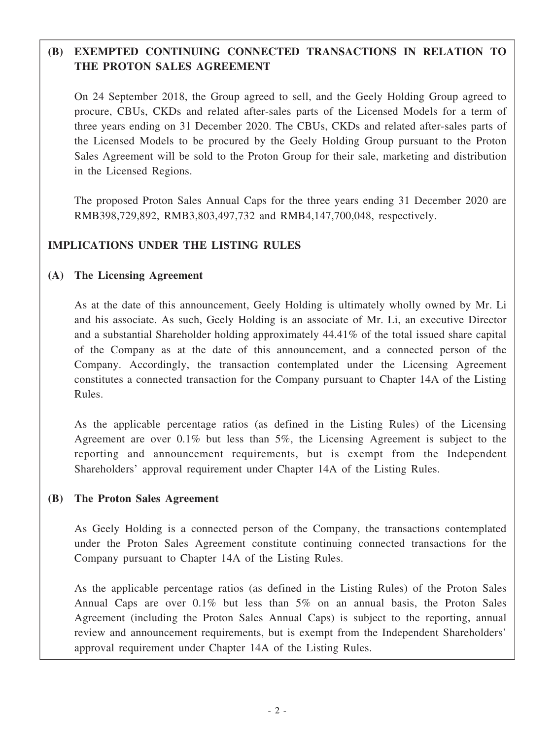## (B) EXEMPTED CONTINUING CONNECTED TRANSACTIONS IN RELATION TO THE PROTON SALES AGREEMENT

On 24 September 2018, the Group agreed to sell, and the Geely Holding Group agreed to procure, CBUs, CKDs and related after-sales parts of the Licensed Models for a term of three years ending on 31 December 2020. The CBUs, CKDs and related after-sales parts of the Licensed Models to be procured by the Geely Holding Group pursuant to the Proton Sales Agreement will be sold to the Proton Group for their sale, marketing and distribution in the Licensed Regions.

The proposed Proton Sales Annual Caps for the three years ending 31 December 2020 are RMB398,729,892, RMB3,803,497,732 and RMB4,147,700,048, respectively.

## IMPLICATIONS UNDER THE LISTING RULES

### (A) The Licensing Agreement

As at the date of this announcement, Geely Holding is ultimately wholly owned by Mr. Li and his associate. As such, Geely Holding is an associate of Mr. Li, an executive Director and a substantial Shareholder holding approximately 44.41% of the total issued share capital of the Company as at the date of this announcement, and a connected person of the Company. Accordingly, the transaction contemplated under the Licensing Agreement constitutes a connected transaction for the Company pursuant to Chapter 14A of the Listing Rules.

As the applicable percentage ratios (as defined in the Listing Rules) of the Licensing Agreement are over 0.1% but less than 5%, the Licensing Agreement is subject to the reporting and announcement requirements, but is exempt from the Independent Shareholders' approval requirement under Chapter 14A of the Listing Rules.

### (B) The Proton Sales Agreement

As Geely Holding is a connected person of the Company, the transactions contemplated under the Proton Sales Agreement constitute continuing connected transactions for the Company pursuant to Chapter 14A of the Listing Rules.

As the applicable percentage ratios (as defined in the Listing Rules) of the Proton Sales Annual Caps are over 0.1% but less than 5% on an annual basis, the Proton Sales Agreement (including the Proton Sales Annual Caps) is subject to the reporting, annual review and announcement requirements, but is exempt from the Independent Shareholders' approval requirement under Chapter 14A of the Listing Rules.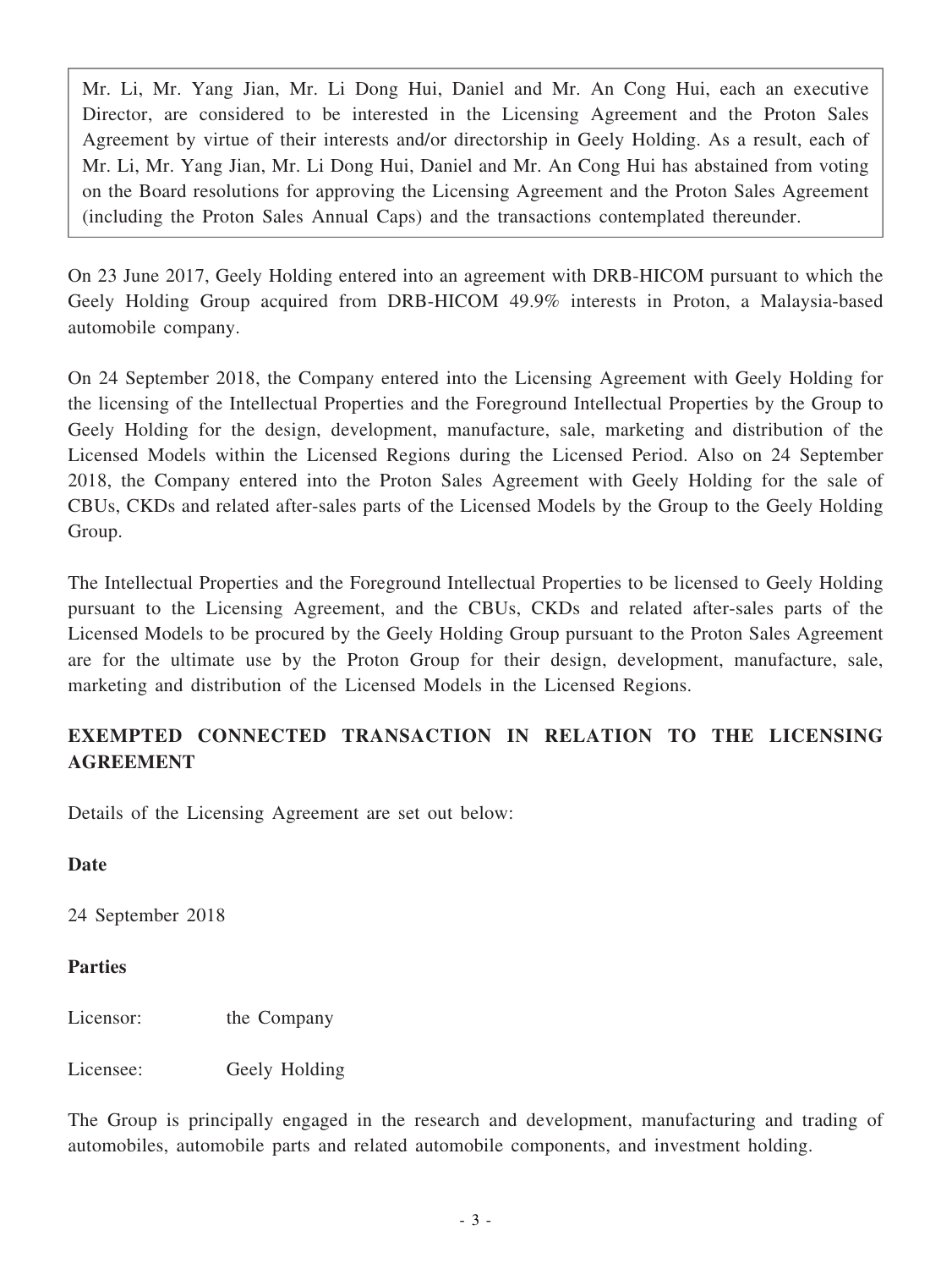Mr. Li, Mr. Yang Jian, Mr. Li Dong Hui, Daniel and Mr. An Cong Hui, each an executive Director, are considered to be interested in the Licensing Agreement and the Proton Sales Agreement by virtue of their interests and/or directorship in Geely Holding. As a result, each of Mr. Li, Mr. Yang Jian, Mr. Li Dong Hui, Daniel and Mr. An Cong Hui has abstained from voting on the Board resolutions for approving the Licensing Agreement and the Proton Sales Agreement (including the Proton Sales Annual Caps) and the transactions contemplated thereunder.

On 23 June 2017, Geely Holding entered into an agreement with DRB-HICOM pursuant to which the Geely Holding Group acquired from DRB-HICOM 49.9% interests in Proton, a Malaysia-based automobile company.

On 24 September 2018, the Company entered into the Licensing Agreement with Geely Holding for the licensing of the Intellectual Properties and the Foreground Intellectual Properties by the Group to Geely Holding for the design, development, manufacture, sale, marketing and distribution of the Licensed Models within the Licensed Regions during the Licensed Period. Also on 24 September 2018, the Company entered into the Proton Sales Agreement with Geely Holding for the sale of CBUs, CKDs and related after-sales parts of the Licensed Models by the Group to the Geely Holding Group.

The Intellectual Properties and the Foreground Intellectual Properties to be licensed to Geely Holding pursuant to the Licensing Agreement, and the CBUs, CKDs and related after-sales parts of the Licensed Models to be procured by the Geely Holding Group pursuant to the Proton Sales Agreement are for the ultimate use by the Proton Group for their design, development, manufacture, sale, marketing and distribution of the Licensed Models in the Licensed Regions.

## EXEMPTED CONNECTED TRANSACTION IN RELATION TO THE LICENSING AGREEMENT

Details of the Licensing Agreement are set out below:

**Date**

24 September 2018

**Parties**

Licensor: the Company

Licensee: Geely Holding

The Group is principally engaged in the research and development, manufacturing and trading of automobiles, automobile parts and related automobile components, and investment holding.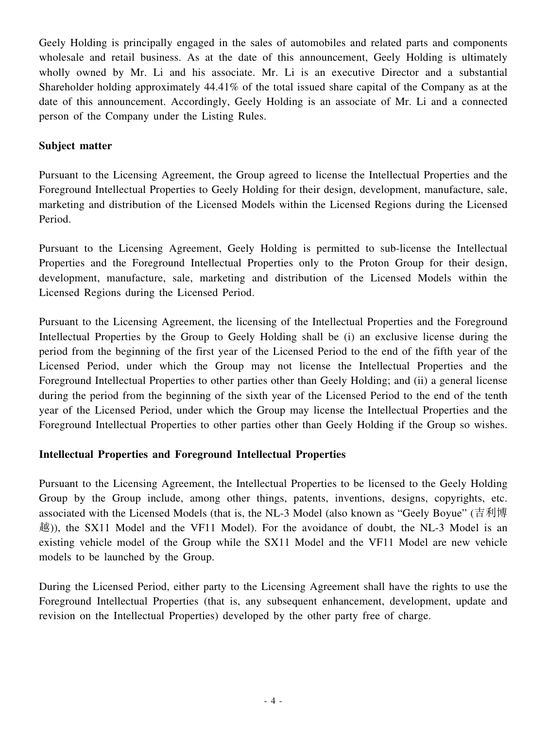Geely Holding is principally engaged in the sales of automobiles and related parts and components wholesale and retail business. As at the date of this announcement, Geely Holding is ultimately wholly owned by Mr. Li and his associate. Mr. Li is an executive Director and a substantial Shareholder holding approximately 44.41% of the total issued share capital of the Company as at the date of this announcement. Accordingly, Geely Holding is an associate of Mr. Li and a connected person of the Company under the Listing Rules.

**Subject matter**

Pursuant to the Licensing Agreement, the Group agreed to license the Intellectual Properties and the Foreground Intellectual Properties to Geely Holding for their design, development, manufacture, sale, marketing and distribution of the Licensed Models within the Licensed Regions during the Licensed Period.

Pursuant to the Licensing Agreement, Geely Holding is permitted to sub-license the Intellectual Properties and the Foreground Intellectual Properties only to the Proton Group for their design, development, manufacture, sale, marketing and distribution of the Licensed Models within the Licensed Regions during the Licensed Period.

Pursuant to the Licensing Agreement, the licensing of the Intellectual Properties and the Foreground Intellectual Properties by the Group to Geely Holding shall be (i) an exclusive license during the period from the beginning of the first year of the Licensed Period to the end of the fifth year of the Licensed Period, under which the Group may not license the Intellectual Properties and the Foreground Intellectual Properties to other parties other than Geely Holding; and (ii) a general license during the period from the beginning of the sixth year of the Licensed Period to the end of the tenth year of the Licensed Period, under which the Group may license the Intellectual Properties and the Foreground Intellectual Properties to other parties other than Geely Holding if the Group so wishes.

**Intellectual Properties and Foreground Intellectual Properties**

Pursuant to the Licensing Agreement, the Intellectual Properties to be licensed to the Geely Holding Group by the Group include, among other things, patents, inventions, designs, copyrights, etc. associated with the Licensed Models (that is, the NL-3 Model (also known as "Geely Boyue" (吉利博越)), the SX11 Model and the VF11 Model). For the avoidance of doubt, the NL-3 Model is an existing vehicle model of the Group while the SX11 Model and the VF11 Model are new vehicle models to be launched by the Group.

During the Licensed Period, either party to the Licensing Agreement shall have the rights to use the Foreground Intellectual Properties (that is, any subsequent enhancement, development, update and revision on the Intellectual Properties) developed by the other party free of charge.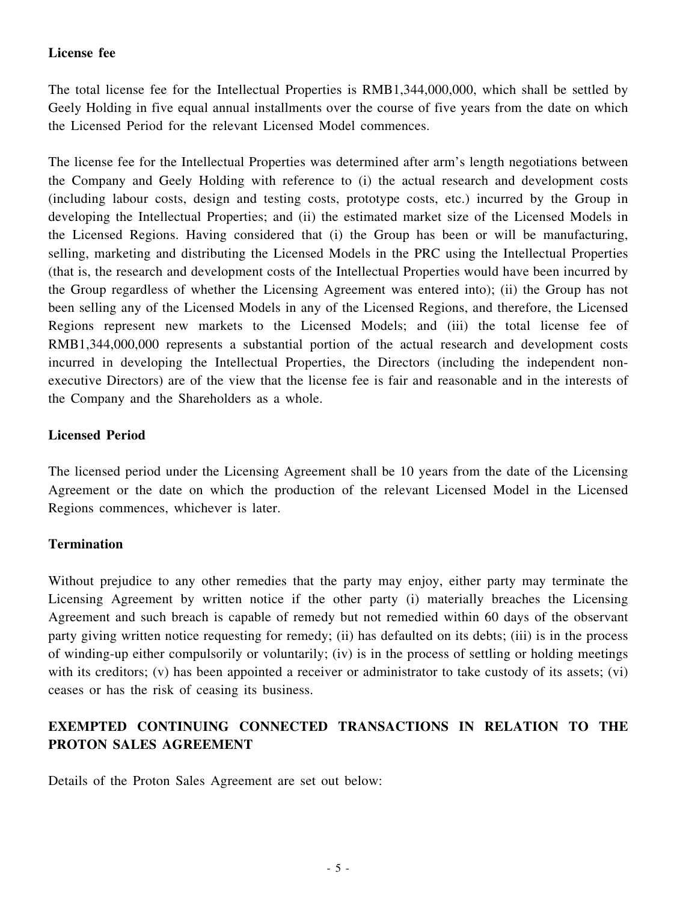**License fee**

The total license fee for the Intellectual Properties is RMB1,344,000,000, which shall be settled by Geely Holding in five equal annual installments over the course of five years from the date on which the Licensed Period for the relevant Licensed Model commences.

The license fee for the Intellectual Properties was determined after arm's length negotiations between the Company and Geely Holding with reference to (i) the actual research and development costs (including labour costs, design and testing costs, prototype costs, etc.) incurred by the Group in developing the Intellectual Properties; and (ii) the estimated market size of the Licensed Models in the Licensed Regions. Having considered that (i) the Group has been or will be manufacturing, selling, marketing and distributing the Licensed Models in the PRC using the Intellectual Properties (that is, the research and development costs of the Intellectual Properties would have been incurred by the Group regardless of whether the Licensing Agreement was entered into); (ii) the Group has not been selling any of the Licensed Models in any of the Licensed Regions, and therefore, the Licensed Regions represent new markets to the Licensed Models; and (iii) the total license fee of RMB1,344,000,000 represents a substantial portion of the actual research and development costs incurred in developing the Intellectual Properties, the Directors (including the independent non-executive Directors) are of the view that the license fee is fair and reasonable and in the interests of the Company and the Shareholders as a whole.

**Licensed Period**

The licensed period under the Licensing Agreement shall be 10 years from the date of the Licensing Agreement or the date on which the production of the relevant Licensed Model in the Licensed Regions commences, whichever is later.

**Termination**

Without prejudice to any other remedies that the party may enjoy, either party may terminate the Licensing Agreement by written notice if the other party (i) materially breaches the Licensing Agreement and such breach is capable of remedy but not remedied within 60 days of the observant party giving written notice requesting for remedy; (ii) has defaulted on its debts; (iii) is in the process of winding-up either compulsorily or voluntarily; (iv) is in the process of settling or holding meetings with its creditors; (v) has been appointed a receiver or administrator to take custody of its assets; (vi) ceases or has the risk of ceasing its business.

## EXEMPTED CONTINUING CONNECTED TRANSACTIONS IN RELATION TO THE PROTON SALES AGREEMENT

Details of the Proton Sales Agreement are set out below: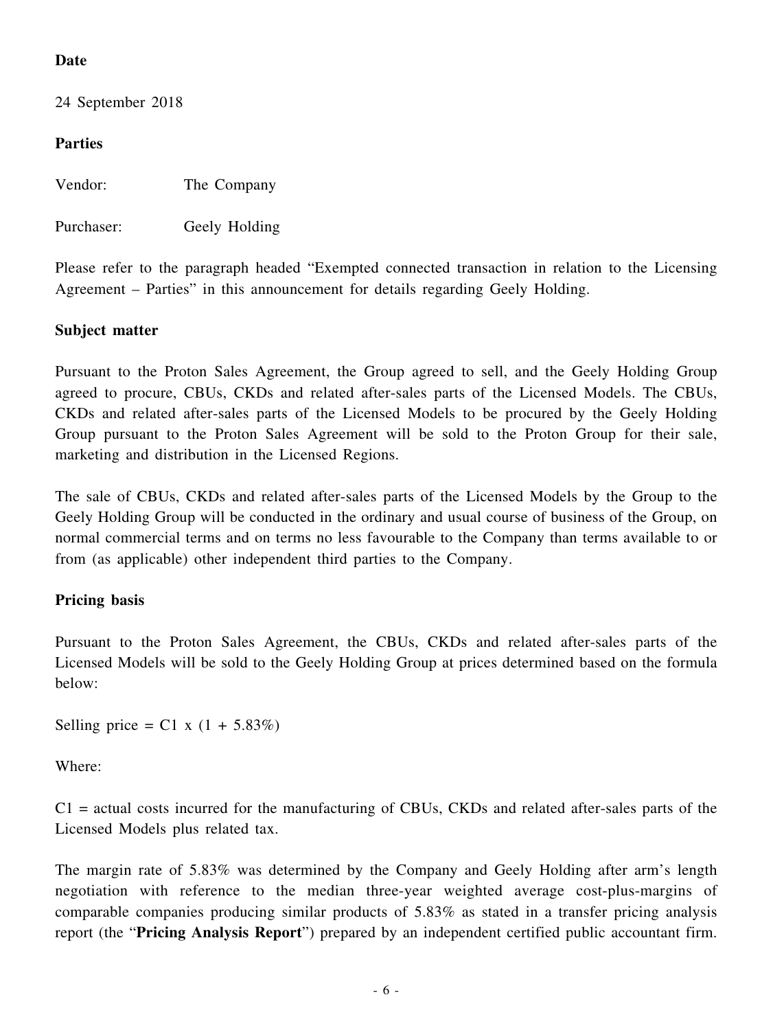**Date**

24 September 2018

**Parties**

Vendor: The Company

Purchaser: Geely Holding

Please refer to the paragraph headed "Exempted connected transaction in relation to the Licensing Agreement – Parties" in this announcement for details regarding Geely Holding.

**Subject matter**

Pursuant to the Proton Sales Agreement, the Group agreed to sell, and the Geely Holding Group agreed to procure, CBUs, CKDs and related after-sales parts of the Licensed Models. The CBUs, CKDs and related after-sales parts of the Licensed Models to be procured by the Geely Holding Group pursuant to the Proton Sales Agreement will be sold to the Proton Group for their sale, marketing and distribution in the Licensed Regions.

The sale of CBUs, CKDs and related after-sales parts of the Licensed Models by the Group to the Geely Holding Group will be conducted in the ordinary and usual course of business of the Group, on normal commercial terms and on terms no less favourable to the Company than terms available to or from (as applicable) other independent third parties to the Company.

**Pricing basis**

Pursuant to the Proton Sales Agreement, the CBUs, CKDs and related after-sales parts of the Licensed Models will be sold to the Geely Holding Group at prices determined based on the formula below:

Selling price = $C1 \times (1 + 5.83\%)$

Where:

$C1$ = actual costs incurred for the manufacturing of CBUs, CKDs and related after-sales parts of the Licensed Models plus related tax.

The margin rate of 5.83% was determined by the Company and Geely Holding after arm's length negotiation with reference to the median three-year weighted average cost-plus-margins of comparable companies producing similar products of 5.83% as stated in a transfer pricing analysis report (the "**Pricing Analysis Report**") prepared by an independent certified public accountant firm.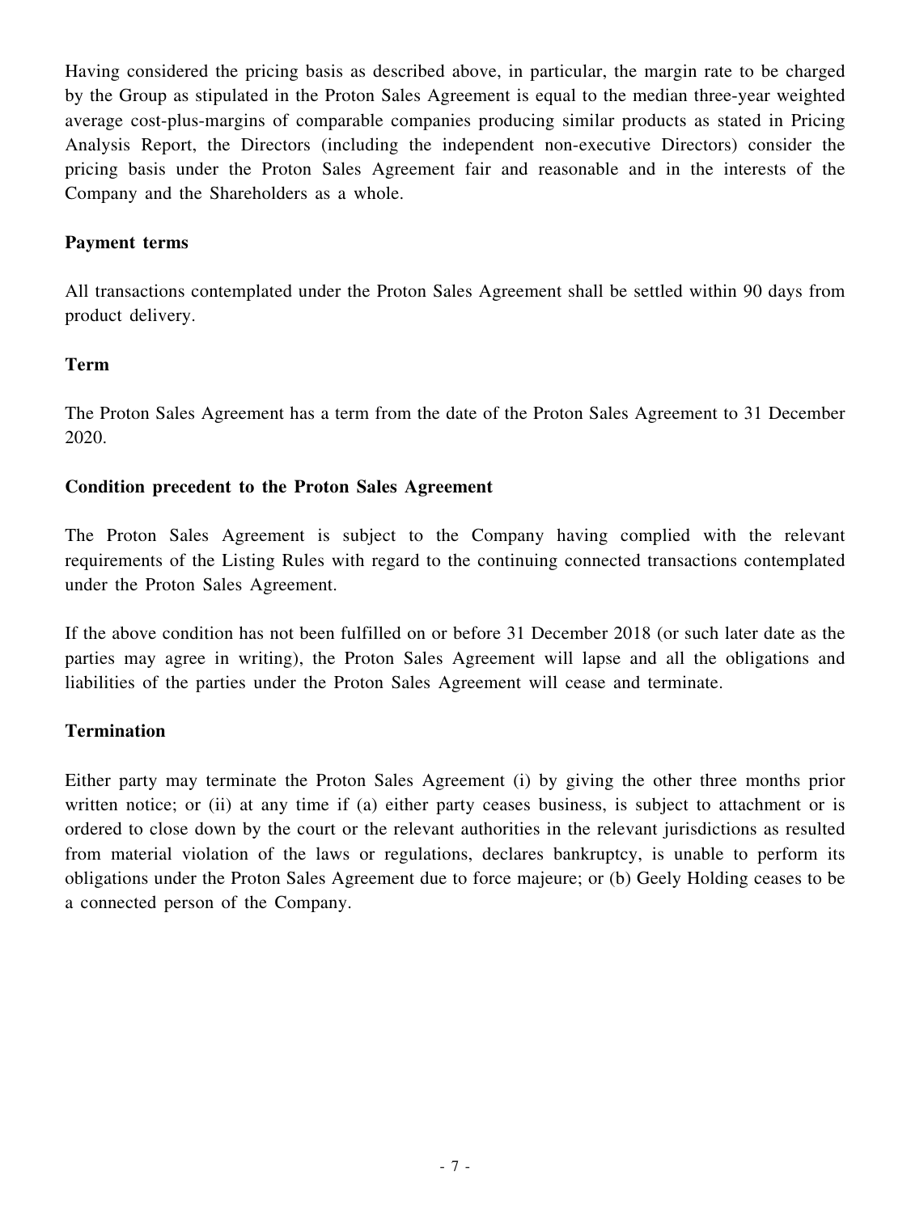Having considered the pricing basis as described above, in particular, the margin rate to be charged by the Group as stipulated in the Proton Sales Agreement is equal to the median three-year weighted average cost-plus-margins of comparable companies producing similar products as stated in Pricing Analysis Report, the Directors (including the independent non-executive Directors) consider the pricing basis under the Proton Sales Agreement fair and reasonable and in the interests of the Company and the Shareholders as a whole.

**Payment terms**

All transactions contemplated under the Proton Sales Agreement shall be settled within 90 days from product delivery.

**Term**

The Proton Sales Agreement has a term from the date of the Proton Sales Agreement to 31 December 2020.

**Condition precedent to the Proton Sales Agreement**

The Proton Sales Agreement is subject to the Company having complied with the relevant requirements of the Listing Rules with regard to the continuing connected transactions contemplated under the Proton Sales Agreement.

If the above condition has not been fulfilled on or before 31 December 2018 (or such later date as the parties may agree in writing), the Proton Sales Agreement will lapse and all the obligations and liabilities of the parties under the Proton Sales Agreement will cease and terminate.

**Termination**

Either party may terminate the Proton Sales Agreement (i) by giving the other three months prior written notice; or (ii) at any time if (a) either party ceases business, is subject to attachment or is ordered to close down by the court or the relevant authorities in the relevant jurisdictions as resulted from material violation of the laws or regulations, declares bankruptcy, is unable to perform its obligations under the Proton Sales Agreement due to force majeure; or (b) Geely Holding ceases to be a connected person of the Company.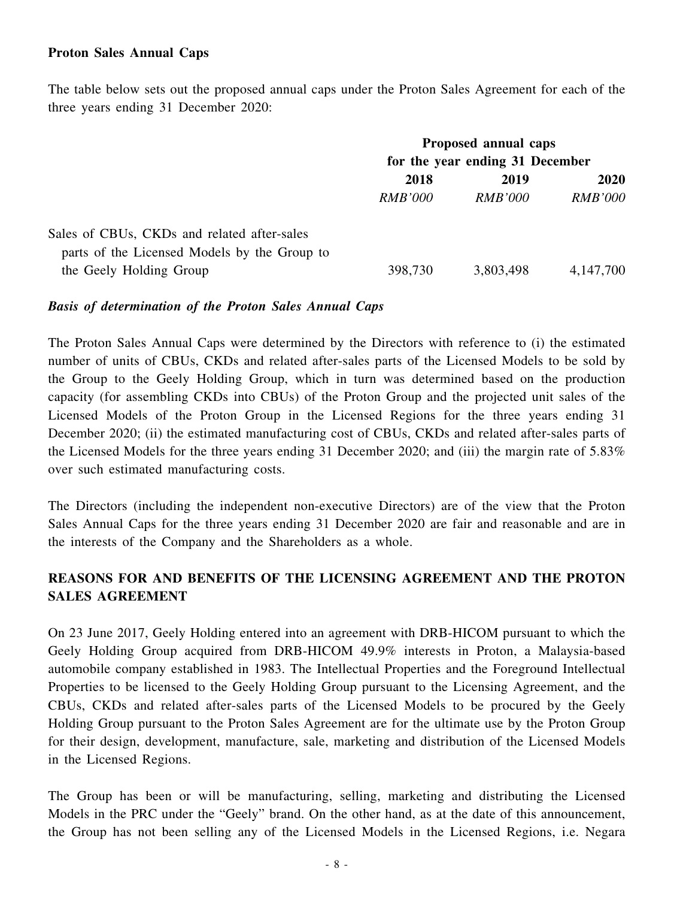**Proton Sales Annual Caps**

The table below sets out the proposed annual caps under the Proton Sales Agreement for each of the three years ending 31 December 2020:

| | Proposed annual caps for the year ending 31 December | | |
|---|---|---|---|
| | 2018 | 2019 | 2020 |
| | *RMB'000* | *RMB'000* | *RMB'000* |
| Sales of CBUs, CKDs and related after-sales parts of the Licensed Models by the Group to the Geely Holding Group | 398,730 | 3,803,498 | 4,147,700 |

***Basis of determination of the Proton Sales Annual Caps***

The Proton Sales Annual Caps were determined by the Directors with reference to (i) the estimated number of units of CBUs, CKDs and related after-sales parts of the Licensed Models to be sold by the Group to the Geely Holding Group, which in turn was determined based on the production capacity (for assembling CKDs into CBUs) of the Proton Group and the projected unit sales of the Licensed Models of the Proton Group in the Licensed Regions for the three years ending 31 December 2020; (ii) the estimated manufacturing cost of CBUs, CKDs and related after-sales parts of the Licensed Models for the three years ending 31 December 2020; and (iii) the margin rate of 5.83% over such estimated manufacturing costs.

The Directors (including the independent non-executive Directors) are of the view that the Proton Sales Annual Caps for the three years ending 31 December 2020 are fair and reasonable and are in the interests of the Company and the Shareholders as a whole.

## REASONS FOR AND BENEFITS OF THE LICENSING AGREEMENT AND THE PROTON SALES AGREEMENT

On 23 June 2017, Geely Holding entered into an agreement with DRB-HICOM pursuant to which the Geely Holding Group acquired from DRB-HICOM 49.9% interests in Proton, a Malaysia-based automobile company established in 1983. The Intellectual Properties and the Foreground Intellectual Properties to be licensed to the Geely Holding Group pursuant to the Licensing Agreement, and the CBUs, CKDs and related after-sales parts of the Licensed Models to be procured by the Geely Holding Group pursuant to the Proton Sales Agreement are for the ultimate use by the Proton Group for their design, development, manufacture, sale, marketing and distribution of the Licensed Models in the Licensed Regions.

The Group has been or will be manufacturing, selling, marketing and distributing the Licensed Models in the PRC under the "Geely" brand. On the other hand, as at the date of this announcement, the Group has not been selling any of the Licensed Models in the Licensed Regions, i.e. Negara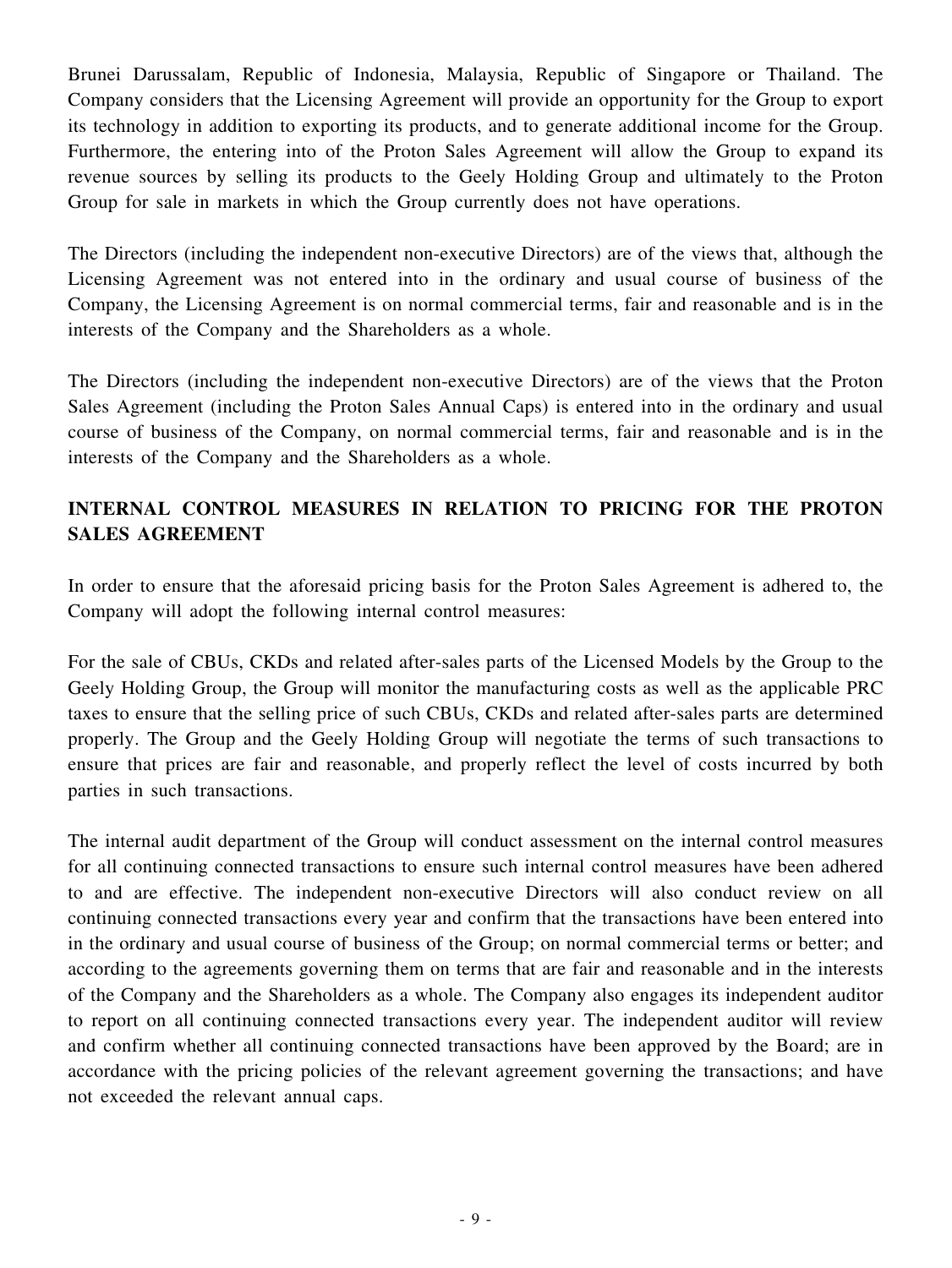Brunei Darussalam, Republic of Indonesia, Malaysia, Republic of Singapore or Thailand. The Company considers that the Licensing Agreement will provide an opportunity for the Group to export its technology in addition to exporting its products, and to generate additional income for the Group. Furthermore, the entering into of the Proton Sales Agreement will allow the Group to expand its revenue sources by selling its products to the Geely Holding Group and ultimately to the Proton Group for sale in markets in which the Group currently does not have operations.

The Directors (including the independent non-executive Directors) are of the views that, although the Licensing Agreement was not entered into in the ordinary and usual course of business of the Company, the Licensing Agreement is on normal commercial terms, fair and reasonable and is in the interests of the Company and the Shareholders as a whole.

The Directors (including the independent non-executive Directors) are of the views that the Proton Sales Agreement (including the Proton Sales Annual Caps) is entered into in the ordinary and usual course of business of the Company, on normal commercial terms, fair and reasonable and is in the interests of the Company and the Shareholders as a whole.

## INTERNAL CONTROL MEASURES IN RELATION TO PRICING FOR THE PROTON SALES AGREEMENT

In order to ensure that the aforesaid pricing basis for the Proton Sales Agreement is adhered to, the Company will adopt the following internal control measures:

For the sale of CBUs, CKDs and related after-sales parts of the Licensed Models by the Group to the Geely Holding Group, the Group will monitor the manufacturing costs as well as the applicable PRC taxes to ensure that the selling price of such CBUs, CKDs and related after-sales parts are determined properly. The Group and the Geely Holding Group will negotiate the terms of such transactions to ensure that prices are fair and reasonable, and properly reflect the level of costs incurred by both parties in such transactions.

The internal audit department of the Group will conduct assessment on the internal control measures for all continuing connected transactions to ensure such internal control measures have been adhered to and are effective. The independent non-executive Directors will also conduct review on all continuing connected transactions every year and confirm that the transactions have been entered into in the ordinary and usual course of business of the Group; on normal commercial terms or better; and according to the agreements governing them on terms that are fair and reasonable and in the interests of the Company and the Shareholders as a whole. The Company also engages its independent auditor to report on all continuing connected transactions every year. The independent auditor will review and confirm whether all continuing connected transactions have been approved by the Board; are in accordance with the pricing policies of the relevant agreement governing the transactions; and have not exceeded the relevant annual caps.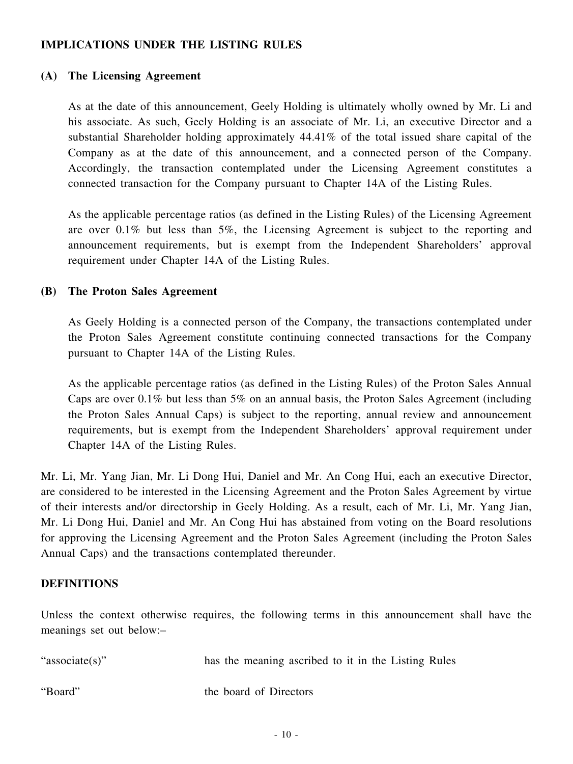## IMPLICATIONS UNDER THE LISTING RULES

### (A) The Licensing Agreement

As at the date of this announcement, Geely Holding is ultimately wholly owned by Mr. Li and his associate. As such, Geely Holding is an associate of Mr. Li, an executive Director and a substantial Shareholder holding approximately 44.41% of the total issued share capital of the Company as at the date of this announcement, and a connected person of the Company. Accordingly, the transaction contemplated under the Licensing Agreement constitutes a connected transaction for the Company pursuant to Chapter 14A of the Listing Rules.

As the applicable percentage ratios (as defined in the Listing Rules) of the Licensing Agreement are over 0.1% but less than 5%, the Licensing Agreement is subject to the reporting and announcement requirements, but is exempt from the Independent Shareholders' approval requirement under Chapter 14A of the Listing Rules.

### (B) The Proton Sales Agreement

As Geely Holding is a connected person of the Company, the transactions contemplated under the Proton Sales Agreement constitute continuing connected transactions for the Company pursuant to Chapter 14A of the Listing Rules.

As the applicable percentage ratios (as defined in the Listing Rules) of the Proton Sales Annual Caps are over 0.1% but less than 5% on an annual basis, the Proton Sales Agreement (including the Proton Sales Annual Caps) is subject to the reporting, annual review and announcement requirements, but is exempt from the Independent Shareholders' approval requirement under Chapter 14A of the Listing Rules.

Mr. Li, Mr. Yang Jian, Mr. Li Dong Hui, Daniel and Mr. An Cong Hui, each an executive Director, are considered to be interested in the Licensing Agreement and the Proton Sales Agreement by virtue of their interests and/or directorship in Geely Holding. As a result, each of Mr. Li, Mr. Yang Jian, Mr. Li Dong Hui, Daniel and Mr. An Cong Hui has abstained from voting on the Board resolutions for approving the Licensing Agreement and the Proton Sales Agreement (including the Proton Sales Annual Caps) and the transactions contemplated thereunder.

## DEFINITIONS

Unless the context otherwise requires, the following terms in this announcement shall have the meanings set out below:–

| | |
|---|---|
| "associate(s)" | has the meaning ascribed to it in the Listing Rules |
| "Board" | the board of Directors |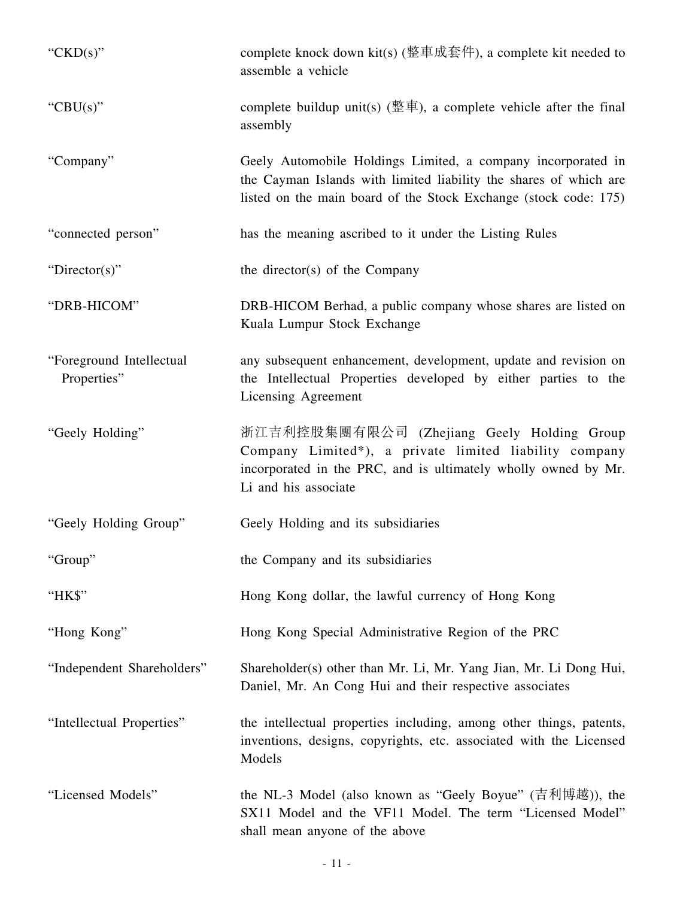| | |
|---|---|
| "CKD(s)" | complete knock down kit(s) (整車成套件), a complete kit needed to assemble a vehicle |
| "CBU(s)" | complete buildup unit(s) (整車), a complete vehicle after the final assembly |
| "Company" | Geely Automobile Holdings Limited, a company incorporated in the Cayman Islands with limited liability the shares of which are listed on the main board of the Stock Exchange (stock code: 175) |
| "connected person" | has the meaning ascribed to it under the Listing Rules |
| "Director(s)" | the director(s) of the Company |
| "DRB-HICOM" | DRB-HICOM Berhad, a public company whose shares are listed on Kuala Lumpur Stock Exchange |
| "Foreground Intellectual Properties" | any subsequent enhancement, development, update and revision on the Intellectual Properties developed by either parties to the Licensing Agreement |
| "Geely Holding" | 浙江吉利控股集團有限公司 (Zhejiang Geely Holding Group Company Limited*), a private limited liability company incorporated in the PRC, and is ultimately wholly owned by Mr. Li and his associate |
| "Geely Holding Group" | Geely Holding and its subsidiaries |
| "Group" | the Company and its subsidiaries |
| "HK$" | Hong Kong dollar, the lawful currency of Hong Kong |
| "Hong Kong" | Hong Kong Special Administrative Region of the PRC |
| "Independent Shareholders" | Shareholder(s) other than Mr. Li, Mr. Yang Jian, Mr. Li Dong Hui, Daniel, Mr. An Cong Hui and their respective associates |
| "Intellectual Properties" | the intellectual properties including, among other things, patents, inventions, designs, copyrights, etc. associated with the Licensed Models |
| "Licensed Models" | the NL-3 Model (also known as "Geely Boyue" (吉利博越)), the SX11 Model and the VF11 Model. The term "Licensed Model" shall mean anyone of the above |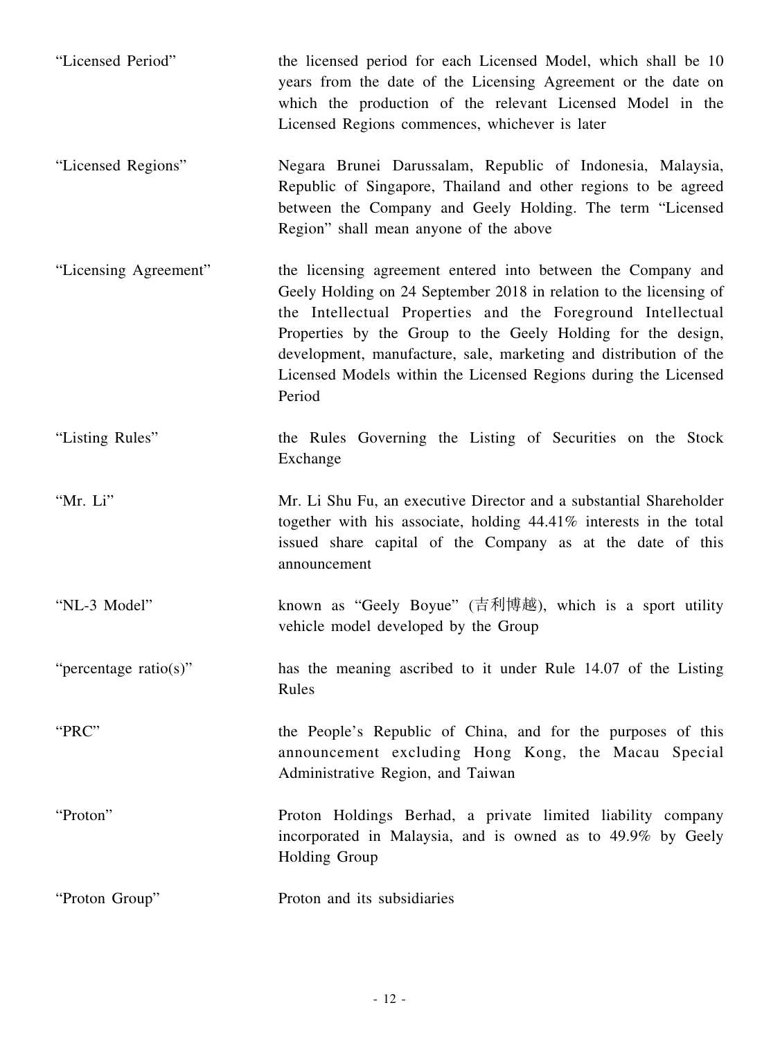| | |
|---|---|
| "Licensed Period" | the licensed period for each Licensed Model, which shall be 10 years from the date of the Licensing Agreement or the date on which the production of the relevant Licensed Model in the Licensed Regions commences, whichever is later |
| "Licensed Regions" | Negara Brunei Darussalam, Republic of Indonesia, Malaysia, Republic of Singapore, Thailand and other regions to be agreed between the Company and Geely Holding. The term "Licensed Region" shall mean anyone of the above |
| "Licensing Agreement" | the licensing agreement entered into between the Company and Geely Holding on 24 September 2018 in relation to the licensing of the Intellectual Properties and the Foreground Intellectual Properties by the Group to the Geely Holding for the design, development, manufacture, sale, marketing and distribution of the Licensed Models within the Licensed Regions during the Licensed Period |
| "Listing Rules" | the Rules Governing the Listing of Securities on the Stock Exchange |
| "Mr. Li" | Mr. Li Shu Fu, an executive Director and a substantial Shareholder together with his associate, holding 44.41% interests in the total issued share capital of the Company as at the date of this announcement |
| "NL-3 Model" | known as "Geely Boyue" (吉利博越), which is a sport utility vehicle model developed by the Group |
| "percentage ratio(s)" | has the meaning ascribed to it under Rule 14.07 of the Listing Rules |
| "PRC" | the People's Republic of China, and for the purposes of this announcement excluding Hong Kong, the Macau Special Administrative Region, and Taiwan |
| "Proton" | Proton Holdings Berhad, a private limited liability company incorporated in Malaysia, and is owned as to 49.9% by Geely Holding Group |
| "Proton Group" | Proton and its subsidiaries |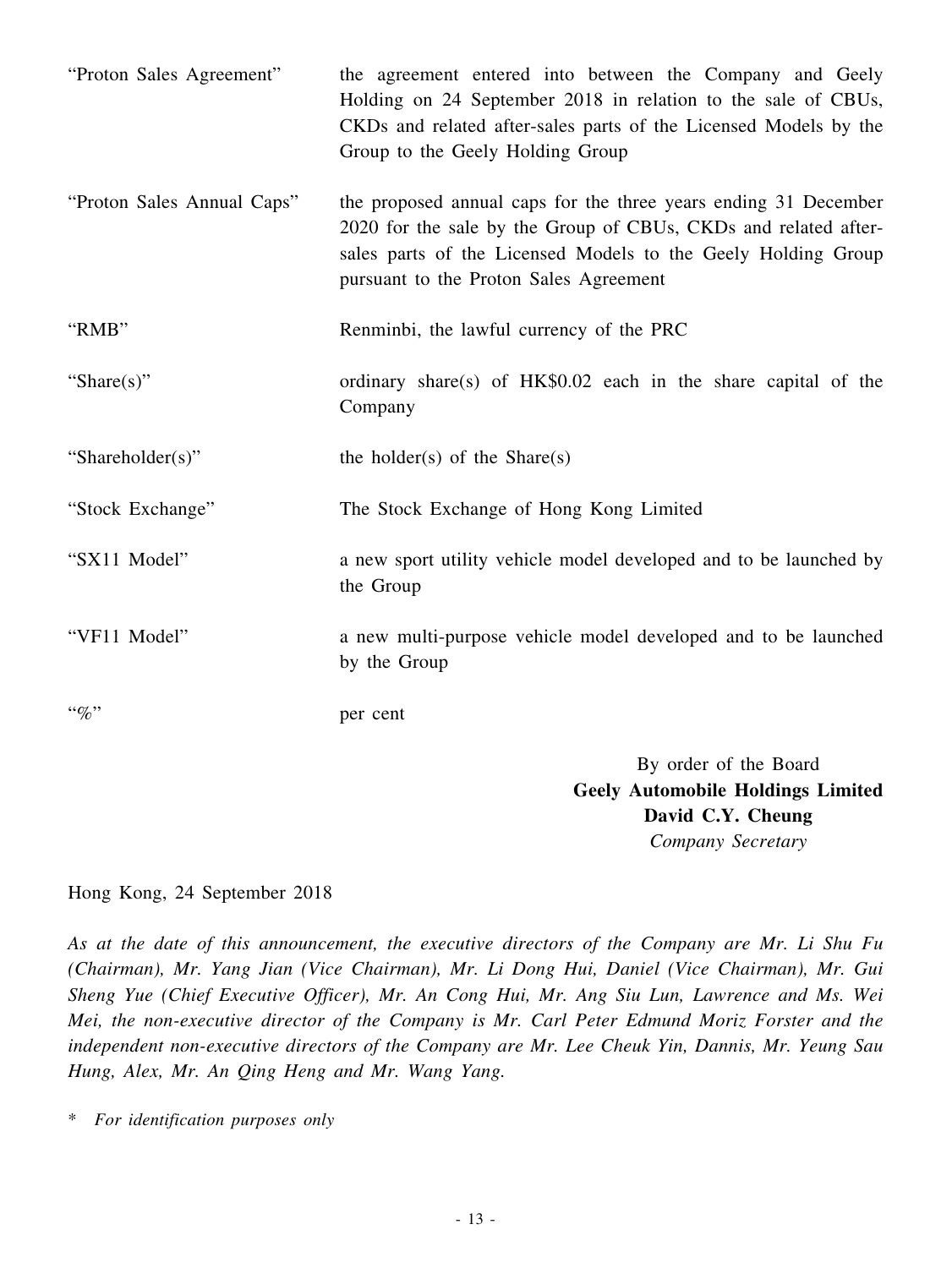| | |
|---|---|
| "Proton Sales Agreement" | the agreement entered into between the Company and Geely Holding on 24 September 2018 in relation to the sale of CBUs, CKDs and related after-sales parts of the Licensed Models by the Group to the Geely Holding Group |
| "Proton Sales Annual Caps" | the proposed annual caps for the three years ending 31 December 2020 for the sale by the Group of CBUs, CKDs and related after-sales parts of the Licensed Models to the Geely Holding Group pursuant to the Proton Sales Agreement |
| "RMB" | Renminbi, the lawful currency of the PRC |
| "Share(s)" | ordinary share(s) of HK$0.02 each in the share capital of the Company |
| "Shareholder(s)" | the holder(s) of the Share(s) |
| "Stock Exchange" | The Stock Exchange of Hong Kong Limited |
| "SX11 Model" | a new sport utility vehicle model developed and to be launched by the Group |
| "VF11 Model" | a new multi-purpose vehicle model developed and to be launched by the Group |
| "%" | per cent |

By order of the Board
**Geely Automobile Holdings Limited**
**David C.Y. Cheung**
*Company Secretary*

Hong Kong, 24 September 2018

*As at the date of this announcement, the executive directors of the Company are Mr. Li Shu Fu (Chairman), Mr. Yang Jian (Vice Chairman), Mr. Li Dong Hui, Daniel (Vice Chairman), Mr. Gui Sheng Yue (Chief Executive Officer), Mr. An Cong Hui, Mr. Ang Siu Lun, Lawrence and Ms. Wei Mei, the non-executive director of the Company is Mr. Carl Peter Edmund Moriz Forster and the independent non-executive directors of the Company are Mr. Lee Cheuk Yin, Dannis, Mr. Yeung Sau Hung, Alex, Mr. An Qing Heng and Mr. Wang Yang.*

\* *For identification purposes only*